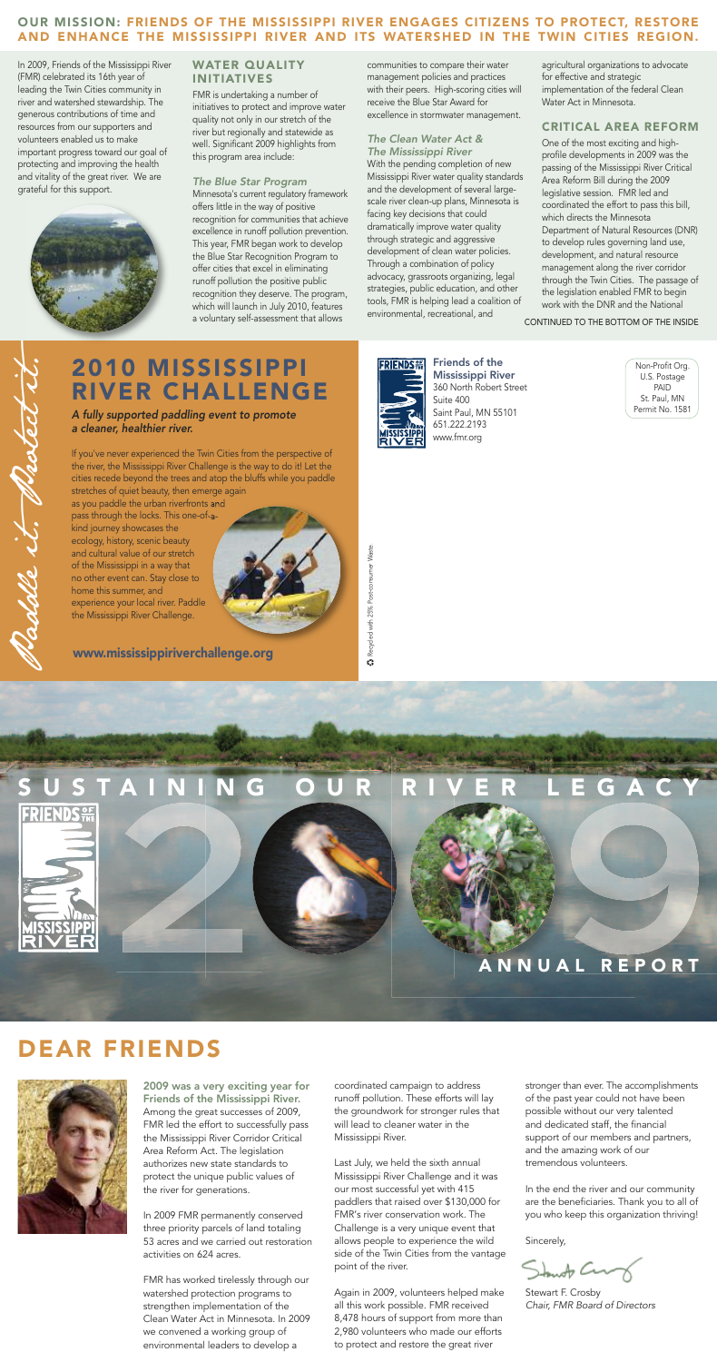## OUR MISSION: FRIENDS OF THE MISSISSIPPI RIVER ENGAGES CITIZENS TO PROTECT, RESTORE AND ENHANCE THE MISSISSIPPI RIVER AND ITS WATERSHED IN THE TWIN CITIES REGION.

In 2009, Friends of the Mississippi River (FMR) celebrated its 16th year of leading the Twin Cities community in river and watershed stewardship. The generous contributions of time and resources from our supporters and volunteers enabled us to make important progress toward our goal of protecting and improving the health and vitality of the great river. We are grateful for this support.

### WATER QUALITY INITIATIVES

FMR is undertaking a number of initiatives to protect and improve water quality not only in our stretch of the river but regionally and statewide as well. Significant 2009 highlights from this program area include:

#### *The Blue Star Program*

Minnesota's current regulatory framework offers little in the way of positive recognition for communities that achieve excellence in runoff pollution prevention. This year, FMR began work to develop the Blue Star Recognition Program to offer cities that excel in eliminating runoff pollution the positive public recognition they deserve. The program, which will launch in July 2010, features a voluntary self-assessment that allows communities to compare their water management policies and practices with their peers. High-scoring cities will receive the Blue Star Award for excellence in stormwater management.

#### *The Clean Water Act & The Mississippi River*

With the pending completion of new Mississippi River water quality standards and the development of several large-scale river clean-up plans, Minnesota is facing key decisions that could dramatically improve water quality through strategic and aggressive development of clean water policies. Through a combination of policy advocacy, grassroots organizing, legal strategies, public education, and other tools, FMR is helping lead a coalition of environmental, recreational, and agricultural organizations to advocate for effective and strategic implementation of the federal Clean Water Act in Minnesota.

### CRITICAL AREA REFORM

One of the most exciting and high-profile developments in 2009 was the passing of the Mississippi River Critical Area Reform Bill during the 2009 legislative session. FMR led and coordinated the effort to pass this bill, which directs the Minnesota Department of Natural Resources (DNR) to develop rules governing land use, development, and natural resource management along the river corridor through the Twin Cities. The passage of the legislation enabled FMR to begin work with the DNR and the National

CONTINUED TO THE BOTTOM OF THE INSIDE

*Paddle it. Protect it.*

## 2010 MISSISSIPPI RIVER CHALLENGE

*A fully supported paddling event to promote a cleaner, healthier river.*

If you've never experienced the Twin Cities from the perspective of the river, the Mississippi River Challenge is the way to do it! Let the cities recede beyond the trees and atop the bluffs while you paddle stretches of quiet beauty, then emerge again as you paddle the urban riverfronts and pass through the locks. This one-of-a-kind journey showcases the ecology, history, scenic beauty and cultural value of our stretch of the Mississippi in a way that no other event can. Stay close to home this summer, and experience your local river. Paddle the Mississippi River Challenge.

**www.mississippiriverchallenge.org**

*Recycled with 25% Post-consumer Waste*

**Friends of the Mississippi River**
360 North Robert Street
Suite 400
Saint Paul, MN 55101
651.222.2193
www.fmr.org

Non-Profit Org.
U.S. Postage
PAID
St. Paul, MN
Permit No. 1581

# SUSTAINING OUR RIVER LEGACY

# 2009 ANNUAL REPORT

## DEAR FRIENDS

**2009 was a very exciting year for Friends of the Mississippi River.** Among the great successes of 2009, FMR led the effort to successfully pass the Mississippi River Corridor Critical Area Reform Act. The legislation authorizes new state standards to protect the unique public values of the river for generations.

In 2009 FMR permanently conserved three priority parcels of land totaling 53 acres and we carried out restoration activities on 624 acres.

FMR has worked tirelessly through our watershed protection programs to strengthen implementation of the Clean Water Act in Minnesota. In 2009 we convened a working group of environmental leaders to develop a coordinated campaign to address runoff pollution. These efforts will lay the groundwork for stronger rules that will lead to cleaner water in the Mississippi River.

Last July, we held the sixth annual Mississippi River Challenge and it was our most successful yet with 415 paddlers that raised over $130,000 for FMR's river conservation work. The Challenge is a very unique event that allows people to experience the wild side of the Twin Cities from the vantage point of the river.

Again in 2009, volunteers helped make all this work possible. FMR received 8,478 hours of support from more than 2,980 volunteers who made our efforts to protect and restore the great river stronger than ever. The accomplishments of the past year could not have been possible without our very talented and dedicated staff, the financial support of our members and partners, and the amazing work of our tremendous volunteers.

In the end the river and our community are the beneficiaries. Thank you to all of you who keep this organization thriving!

Sincerely,

Stewart F. Crosby
*Chair, FMR Board of Directors*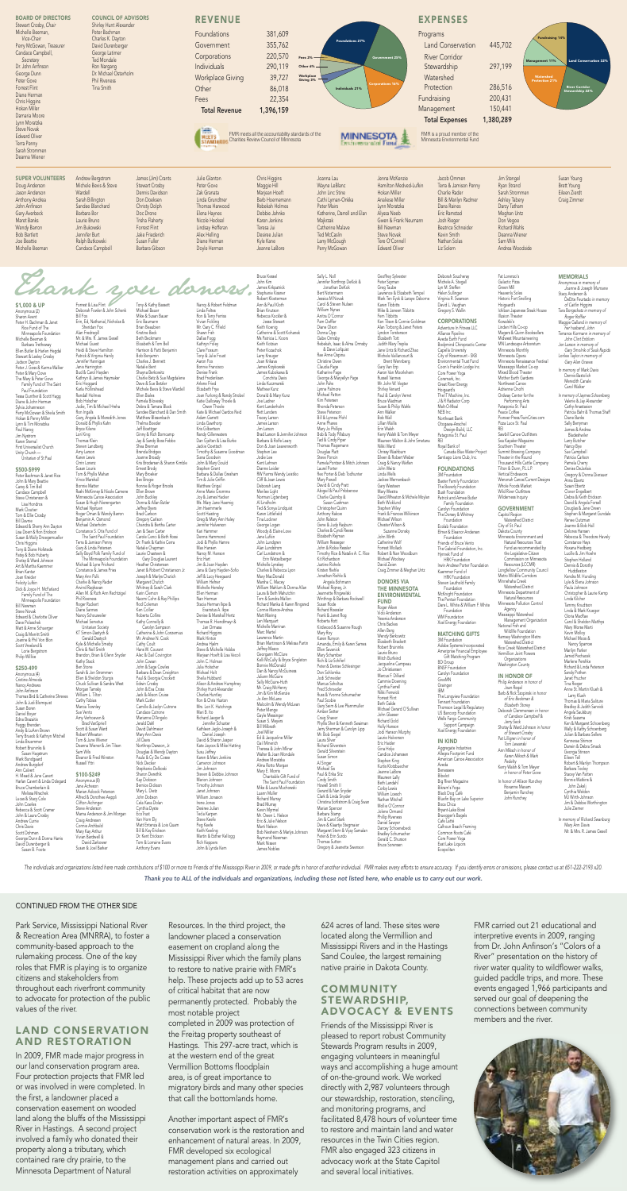## BOARD OF DIRECTORS

Stewart Crosby, Chair
Michelle Beeman, Vice-Chair
Perry McGowan, Treasurer
Candace Campbell, Secretary
Dr. John Anfinson
George Dunn
Peter Gove
Forrest Flint
Diane Herman
Chris Higgins
Holam Miller
Damaria Moore
Lynn Moratzka
Steve Novak
Edward Oliver
Terra Penny
Sarah Strommen
Deanna Wiener

## COUNCIL OF ADVISORS

Shirley Hunt Alexander
Peter Bachman
Charles K. Dayton
David Durenberger
George Latimer
Ted Mondale
Ron Nargang
Dr. Michael Osterholm
Phil Rivenesss
Tina Smith

## REVENUE

| | |
|---|---|
| Foundations | 381,609 |
| Government | 355,762 |
| Corporations | 220,570 |
| Individuals | 290,119 |
| Workplace Giving | 39,727 |
| Other | 86,018 |
| Fees | 22,354 |
| **Total Revenue** | **1,396,159** |

Foundations 27%
Government 25%
Corporations 16%
Individuals 21%
Workplace Giving 3%
Other 6%
Fees 2%

FMR meets all the accountability standards of the Charities Review Council of Minnesota

## EXPENSES

| | |
|---|---|
| Programs | |
| Land Conservation | 445,702 |
| River Corridor Stewardship | 297,199 |
| Watershed Protection | 286,516 |
| Fundraising | 200,431 |
| Management | 150,441 |
| **Total Expenses** | **1,380,289** |

Fundraising 14%
Management 11%
Watershed Protection 21%
River Corridor Stewardship 22%
Land Conservation 32%

FMR is a proud member of the Minnesota Environmental Fund

## SUPER VOLUNTEERS

Doug Anderson
Jason Anderson
Anthony Andrea
John Anfinson
Gary Averbeck
Manet Banks
Wendy Barron
Bob Bartlett
Joe Beattie
Michelle Beeman
Andrew Bergstrom
Michele Bevis & Steve Wardell
Sarah Billington
Sandee Blanchard
Barbara Bor
Laurie Bruno
Jim Bukowski
Jennifer Burt
Ralph Butkowski
Candace Campbell
James (Jim) Carels
Stewart Crosby
Dennis Davidson
Don Doolsan
Christy Dolph
Doc Drono
Trisha Flaherty
Forrest Flint
Jake Friedlander
Susan Fuller
Barbara Gibson
Julie Glanton
Peter Gove
Zak Granata
Linda Grunzther
Thomas Harwood
Elena Haynes
Nicole Heckel
Lindsey Hefferan
Alex Helling
Diane Herman
Doyle Herman
Chris Higgins
Maggie Hill
Marjean Hoeft
Barb Hoenemann
Rebekah Holmes
Debbie Jahnke
Karen Jenkins
Teresa Jui
Desiree Julian
Kyle Kane
Jeanne LaBore
Joanna Lau
Wayne LeBlanc
John Linc Stine
Cathi Lyman-Onkka
Peter Mairs
Katherine, Darrell and Elan Majkrzak
Catherine Malave
Ted McCaslin
Larry McGough
Perry McGowan
Jenna McKenzie
Hamilton Medved-Luffkin
Holam Miller
Anneliese Miller
Lynn Moratzka
Alyssa Neeb
Gwen & Frank Neumann
Bill Newman
Steve Novak
Tore O'Connell
Edward Oliver
Jacob Ommen
Terra & Jamison Penny
Charlie Rader
Bill & Marilyn Radmer
Dana Raines
Eric Ramstad
Josh Rieger
Beatrice Schneider
Kevin Smith
Nathan Solas
Liz Solem
Jim Stengel
Ryan Strand
Sarah Strommen
Ashley Tabery
Darcy Tatham
Meghan Unitz
Don Vegoe
Richard Wahls
Deanna Wiener
Sam Wilk
Andrea Woodside
Susan Young
Brett Young
Eileen Zeidt
Craig Zimmer

# Thank you donors!

## $1,000 & UP

Anonymous (2)
Sharon Avent
Peter H. Bachman & Janet Rice Fund of The Minneapolis Foundation
Michelle Beeman & Barbara Trethewey
Elam Butler & Katten Hagdal
Stewart & Lesley Crosby
Judson Dayton
Peter J. Gove & Karma Walker
Peter & Mary Gove
The Mary & Peter Gove Family Fund of The Saint Paul Foundation
Tessa Gunther & Scott Hagg
Diane & John Herman
Sylvia Johannessen
Perry McGowan & Sheila Smith
Holam & Penny Miller
Lynn & Tim Moratzka
Paul Nemo
Jim Nystrom
Karen Shimali
First Universalist Church
Unity Church – Unitarian of St Paul

## $500-$999

Peter Bachman & Janet Rice
John & Mary Beattie
Carey & Tim Bell
Candace Campbell
Steve Christenson & Lisa Hondros
Mark Dicker
Tom & Ellie Crosby
Bill Davis
Edward & Sherry Ann Dayton
Lisa Doerr & Kim Erickson
Susan & Wally Dreegemueller
Chris Higgins
Tony & Dianne Holsteade
Raisa & Bob Hulsenty
Sheryp & Ward Johnson
Art & Martha Kaemmer
Brian Kenter
Joan Kessler
Felicity Loftin
Dick & Joyce H. McFarland Family Fund of The Minneapolis Foundation
Bill Newman
Steve Novak
Edward & Charlotte Oliver
Dave Pickendal
Matt & Anne Schaefer
Craig & Merritt Smith
Joanne & Phil Von Blon
Scott Vreeland & Lane Bergstrom
Philip Willkie

## $250-499

Anonymous (4)
Cristine Almeida
Nancy Andrews
John Anfinson
Thomas Bird & Catherine Shreves
John & Judi Blomquist
Susan Boren
Darrell Boyer
Edna Brazaitis
Peggy Brenden
Andy & Loren Brown
Terry Brueck & Kathryn Mitchell
Linda Brummer
Robert Brunnelle & Susan Haugman
Mark Bundgaard
Andrew Burgdorf
Ann Calvert
H. Wheel & Jane Cavert
Harlan Cavert & Linda Odegard
Bruce Chamberlain & Melissa Mischek
Lucien & Stacy Cole
John Cowles
Rebecca & Scott Cramer
John & Laura Crosby
Andrew Currie
Chris Davis
Scott Dehmen
George Dunn & Donna Harris
David Durenberger & Susan B. Foote
Forrest & Lisa Flint
Deborah Fowler & John Schenk
Bill Fox
Erin, Ed, Nathaniel, Nicholas & Sheridan Fox
Alan Fredregill
Mr. & Mrs. R. James Gesell
Michael Guest
Heidi & Steve Hamilton
Patrick & Virginia Hamily
Jennifer Hampton
Jane Harrington
Rudi & Carol Hayden
Kathryn & James Heymaker
Eric Hoppel
Katie Hollenhead
Randall Holmes
Bob Holscher
Jodie, Tim & Michael Hreha
Ron Ingalls
Gary, Angela & Meredith Jones
Donald & Phyllis Kahn
Bryce Kalmes
Lori King
Thomas Klein
Steven Landberg
Amy Larson
Karen Lewis
Orrin Lorenz
Susan Lourie
Tom & Phyllis Maher
Vince Marshall
Bonnie Matter
Ruth McKinney & Nicole Cameron
Minnesota Canoe Association
Susan & Hugh Nierengarten
Michael Nystrom
Roger Oman & Wendy Barron
Benjamin A. Osmond
Michael Osterholm
Constance S. Otis Fund of The Saint Paul Foundation
Terra & Jamison Penny
Gary & Linda Petersen
Sally Boyd Polk Family Fund of The Minneapolis Foundation
Michael & Lynn Prichard
Constance & James Pries
Mary Ann Putts
Charles & Nancy Rader
Arvind Raghavan
Allen M. & Ruth Ann Rachstagel
Phil Riveness
Roger Rudeen
Diane Sannes
Nancy Schouweiler
Michael Seminar
Unitarian Society
KT Simon-Dietrich & Gerald Dietrich
Kyle & Michelle Smeby
Chris & Nell Smith
Brandon, Brian & Glenn Snyder
Kathy Stack
Ben Stone
Sarah & Jon Strommen
Ellen & Sheldon Stange
Chuck Sullivan & Sandra West
Morgan Tamsky
William L. Tilton
Cathy Tobias
Marcia Townley
Sue Ventis
Amy Vertanen & Brad VanSpreill
Scott & Susan Ward
Robert Wheaton
Tom & June Wiener
Deanna Wiener & Jim Tilsen
Sam Wilk
Eleanor & Fred Winston
Russell Yin

## $100-$249

Anonymous (8)
Jane Ackerson
Marian Adcock Peterson
Alfred & Dorothea Aeppli
Clifton Aichinger
Steve Anderson
Marna Anderson & Jim Morgan
Craig Andersen
Corinne Archibald
Mary Kay Arthur
Vivian Bardwell & Gwen Gathower
Susan & Joel Barker
Tony & Kathy Barnett
Michael Bauer
Mike & Susan Bauer
Eric Baumann
Brian Beaubien
Kristine Beck
Beth Beckmann
Elizabeth & Tom Bell
Harrison & Patti Benjamin
Bob Benjamin
Charles J. Bennett
Natalie Bent
Shayna Berkowitz
Charlie Bevis & Sue Magdalene
Dave & Sue Bettler
Michele Bevis & Steve Wardell
Ellen Bialke
Pamela B Bivesky
Debra & Tamara Black
Sandee Blanchard & Dan Smith
Matthew Blasenbach
Thelma Bowder
Jeff Boettger
Ginny & Rich Borncamp
Jay & Sandy Bose Fredko
Shaw Brennan
Brenda Bridges
Joanne Broady
Kris Brodersen & Sharon Kimble
Ernest Brody
Mary Brooker
Ben Brogie
Bonnie & Roger Brooks
Ellen Brown
John Buckley
Donna & Allen Butler
Jeffrey Byers
Brad Carlson
Gregory Carlson
Chandra & Bertha Carter
Jeb & Sean Carter
Carole Conci & Beth Rose
Dr. Frank & Hollie Cerra
Natalie Chapman
Lauren Chedwen & Gary Douglas Laurent
Heather Christensen
Janet & Robert Christiansen Jr
Joseph & Marlys Christich
Margaret Chutich
Whitney & Sarah Clark
Karin Clemon
Naomi Cohn & Ray Phillips
Rod Coleman
Ken Collier
Roberta Collins
Kathy Connolly & Carolyn Sampson
Catherine & John Constantinas
Mr. Andrew N. Cook
Cathy Couch
Hans W. Cousent
Alec & Gail Covington
John Cowan
John & Susan Cowles
Barbara & Dean Creighton
Paul & Georgia Crockett
Edwin Crosby
John & Eva Cross
Jack & Alison Cruse
Mark Cullen
Camille & Jaclyn Curtone
Candace Curtone
Marianne D'Angelo
Jerald Dahl
David Dahlheimer
Mary Ann Davis
Jill Davis
Northrop Dawson, Jr.
Douglas & Wendy Dayton
Paula & Cy De Cosse
Nick Decker
Stephanie Dellicoski
Sharon Dereffek
Kay Dickson
Bernice Dickson
Mary L. Dietz
John Dobson
Celia Kane Dolan
Cynthia Dyas
Eco Trust
Van Horn Ely
Matt Enterica & Lois Quam
Bill & Kay Erickson
Dr. Kent Erickson
Tom & Lorraine Evans
Anthony Evans
Nancy & Robert Feldman
Linda Fetter
Ron & Terry Ferris
Vivian Fissler
Mr. Gary C. Fifield
Sharon Fish
Dallas Fogg
Kathryn Foley
Clare Fossum
Tony & Julie Foust
Aaron Fox
Bonnie Francisco
Denise Franz
Brad Fredericksen
Arlene Fried
Elizabeth Frye
Joan Furlong & Randy Strobel
Katie Galloway Thiede & Owen Thiede
Katie & Michael Gamble Reid
Adam Garrett
Linda Geerlhorst
Kris Gilbertson
Randy Gillenwaters
Dan Godden & Julie Burke
Jackie Goettsch
Timothy & Susanne Goodman
Susie Goodwin
John & Mary Gould
Stephen Grant
Barbara & Dallas Gresham
Tim & Julie Griffin
Matthew Grigal
Anne Marie Gromme
Joy & James Hackert
Ms. Mary Jane Haering
Jim Haertmark
Scott Hasting
Greg & Mary Ann Haley
Jennifer Halverson
Kari Hammer
Dennis Hammond
Jodi & Phyllis Hanna
Mac Hansen
Nancy M. Hanson
Eric Hart
Jim & Joan Hayden
Jana & Gary Hayden-Sofio
Jeff & Lucy Hazzard
William Hefner
Michelle Hensley
Ellen Herman
Nan Hermes
Stacia Herman Ilipe & Dianna A. Ilipe
Denise & Marshall Hertz
Thomas A. Hexenberg-rider & Jan Olmasa
Richard Higgins
Mark Hinton
Andrea Hjelm
Steve & Michelle Hobbs
Maryann Hoeft & Lisa Hecck
John C. Hofman
Julia Holscher
Michael Holt
Sheila Hubbard
Alison & Andrew Humphrey
Shirley Hunt Alexander
Charles Hurley
Ron & Chris Huston
Mrs. Lori K. Hutchings
Mark B. Ito
Richard Jaeger & Jennifer Schaefer
Kathleen Jagolo-Joseph & Daniel Joseph
David & Sharon Jaspers
Kate Jaycox & Mike Hatting
Susu Jeffrey
Karen & Marc Jenkins
Cameron Johnson
Jim Johnson
Steven & Debbie Johnson
Marion Johnson
Timothy Johnson
Janet Johnson
William Johnson
Irene Jones
Desiree Julian
Tedla Kaapen
Steve Keefe
Peg Keefe
Keith Keeling
Martin & Esther Kellogg
Rich Keppers
John & Lynda Kern
Bruce Kessel
John Kim
James Kirkpatrick
Stephanie Kissner
Robert Klosterman
Ann & Paul Kloth
Brian Knudsen
Rebecca Kocider & Jesse Stewart
Keith Koenig
Catherine & Scott Kohanek
Mr. Patricia L. Koonin
Keith Kotzian
Peter Kozachok
Larry Kreuger
Joan Krivsa
James Kryzkowski
James Kubiskova & Conchita Davis
Linda Kuczmarski
Matthew Kunz
Joan Kuplerc & Mary Kunz
Joe Lasher
Kent Lauderholm
Beth Landers
Tracey Larson
James Larson
Jim Larson
Brad Larson & Jennifer Johnson
Barbara & Rollie Lasky
Don & Jean Leavenworth
Stephen Lee
Jodie Lee
Kent Lehnert
Dianne Leider
Bill Farmer
Ronald Lindberg
Deborah Lang
Merdee Light
Norman Lighteberg
Al Lindholm
Ted & Sonya Lindquist
Karen Littlefield
Tina Lockner
George Logan
Woods & Elaine Love
Jane Lufkin
John Lundgren
Alan Lundstrom
Carl Lunderberg & Erin Wetzelberger
Michelle Lynskey
Charles & Rebecca Lyon
Mary MacDonald
Marsha C. Macey
William Madison & Donna Allen
Laurie & Beth Mahutchin
Tom & Sandra Mallon
Richard Manka & Karen Ringwood
Connie Manna-Andrisa
Matt Maring
Len Marquart
Michelle Martinson
Marc Martel
Lawrence Martin
Brian Martinson & Melissa Pattor
Jeffrey Mazzo
Georgeann McClure
Kelli McCully & Bryce Singleton
Bonnie McDonald
Dan & Nancy McGuiness
Julie McGuire
Sally McGuire-Hoth
Mr. Craig McHenry
Jim & Kim McKenzie
Jo Ann McLane
Malcolm & Wendy McLean
Peter Menge
Gayle Messinger
Susan S. Meyers
Bill Milbrath
Joel Miller
Ed & Jacqueline Miller
Gail Mineroth
Theresa & John Milner
Walter & Joan Mondale
Andrew Montalbo
Alma Rubio Morgan
Mary E. Morris Charitable Gift Fund of The Saint Paul Foundation
Mike & Laurie Muchowski
Lauren Muller
Richard Murray
Brad Murray
Kevin Myhre
Mr. Owen L. Nelson
Eric & Julie Nelson
Mark Nelson
Bob Nestrem & Myles Johnson
Raymond Newman
Mark Nissen
James Nobles
Sally L. Noll
Jennifer Northrup DeKok & Jonathan DeKok
Bert Notermann
Jessica Nuessle
Carol & Steven Nutzen
William Nyrie
Amina O'Connor
Pam Oakes
Diane Olson
Donna Opp
Gabe Ormsby
Rebekah, Isaac & Alma Ormsby & Dave Lofquist
Rae Anne Orprias
Christine Owen
Claudia Pagel
Katharine Page
George & Maryellyn Page
John Pakts
Lynne Palmore
Michael Patton
Kim Petersen
Rhonda Peterson
Steve Peterson
Bill & Lynnea Pfohl
Annie Pharris
Mary Jo Phillips
Bob & Trudy Pillsbury
Ted & Cindy Piper
Thomas Pogemann
Douglas Platt
Steven Poncer
Pamela Ponton & Mitch Johnson
Laurel Porter
Bea Porter & Deb Trotthunter
Mary Powell
David & Cindy Pratt
Abigail & Paul Pribbernow
Charlie Quimby & Susan Cushman
Christopher Quinn
Anthony Rabbee
John Rabine
Gene & Judy Radtum
Charles & Cyndi Reese
Elizabeth Reyman
William Rebagger
John & Robin Reeder
Timothy Rice & Natalie A. C. Rice
Kit Richardson
Joanna Riehrle
Kristen Riehle
Jonathan Riehle & Angela Bohmann
Michael Rippey, Jr.
Jeannette Ringewalski
Winthrop & Barbara Rockwell
Susan Rode
Richard Roessler
Frank & Janet Rog
Roberta Roll
Kristwood & Susanne Rough
Mary Roy
Karen Runyon
Amanda, Emily & Karen Samas
Ellen Savanick
Mary Schreiber
Rich & Liz Schlerf
Peter & Denise Schlesinger
Don Schlemka
Jodi Schneider
Marcia Scholtus
Fred Schroeder
Russ & Yvonne Schumacher
Paul Scobie
Gary Senn & Lee Pfannmuller
Amber Settler
Craig Shaner
Phyllis Sher & Kenneth Sweiman
Jerry Sherman & Carolyn Lipp
Mr. Bob Siegel
Laura Silver
Richard Silverstein
Gerald Silverstein
Susan Simon
Al Singer
Michael Sis
Paul & Erika Sitz
Cindy Smith
Howell Smith II
Gerard & Kari Snyder
Clark & Linda Snyder
Christina Sofrinkov & Craig Swan
Marian Spencer
Barbara Stamp
Jim & Carol Stark
Dave & Kaarlys Stegmaier
Margaret Stern & Vijay Samalan
Peter & Erin Sundo
Thomas Sutton
Gregory & Jeanette Swenson
Geoffrey Sylvester
Peter Sypnian
Greg Szabo
Lawrence & Elizabeth Tempel
Mark Ten Eyck & Lenore Osborne
Karen Tibbitts
Mike & Jeanean Tibbitts
Pam Tibbitts
Ken Tilsen & Connie Goldman
Allan Tonberg & Janet Peters
Lyndon Torstenson
Elizabeth Tott
Judith Mary Trepka
Jane Unitz & Richard Zhao
Michele Vaillancourt & Brent Wennberg
Gary Van Erp
Aaron Van Moorlehem
Russell Vannes
Mr. John W. Vogler
Shirley Venard
Paul & Carolyn Verret
Bruce Wachman
Susan & Philip Walls
Ann Walker
Bob Wall
Lillian Wallis
Erin Walsh
Kerry Walsh & Tom Meyer
Maureen Walton & John Smetana
Nikki Ward
Chrissy Washburn
Eileen & Robert Weber
Craig & Nancy Wefeln
John Weitz
Linda Wells
Jackie Wermerdahl
Gary Westesen
Mary Westra
David Wheaton & Michele Meyker
Beth Wickland
Stephen Wiley
Frank & Frances Wilkinson
Michael Wilson
Chester Wilson & Suzanne Dorsky
John Wirth
Catherine Wolf
Forrest Wollack
Robert & Nan Woodburn
Michael Woolsey
David Zinen
Craig Zimmer & Meghan Unitz

## DONORS VIA THE MINNESOTA ENVIRONMENTAL FUND

Roger Aiken
Vicki Anderson
Neema Anderson
Chris Backes
Allen Berg
Wendy Berkowitz
Elizabeth Brackett
Robert Brazeleas
Laurie Bruno
Mitch Burfeind
Jacqueline Campeau
Jo Christiansen
Marcus F. Collaud
Cammie Downing
Cynthia Farrell
Nikki Fenwick
Forrest Flint
Beth Gable
Michael Garnet O'Sullivan
John Glaeser
Richard Gold
Holly Hanson
Jodi Hansen Murphy
Laurie Halvorson
Eric Hauber
Gina Holje
Candice Johansen
Stephen King
Kurtis Kolodziechar
Jeanne LaBore
Maureen Lally
Beth Landahl
Cosby Lewis
William Lowack
Nathan Mitchell
Mollie O'Connor
Jolene Omsund
Phillip Rivenesss
Daniel Sawyer
Dorsey Schoenbeck
Bradley Schumacher
Gerald C. Sinclaire
Bruce Sorensen
Deborah Southwell
Michelle A. Stegall
Lyn M. Steffin
Helen Sullinger
Virginia B. Swenson
David L. Vaughan
Gregory S. Wallin

## CORPORATIONS

Adventure In Fitness LLC
Alliance Pipeline
Avede Earth Fund
Bodymind Chiropractic Center
Capella University
City of Rosemount – SKB
Environmental Trust Fund
Coon's Franklin Lodge Inc.
Core Power Yoga
Coremark, Inc.
Great River Energy
Hoogaard's
The IT Machine, Inc.
J & R Radiator Corp
Mah-O-Mod
NEB Inc.
Northeast Bank
Otogawa-Anschel
Design-Build, LLC
Patagonia St. Paul
REI
Royal Bank of Canada Blue Water Project
Santiago Lione Club, Inc.

## FOUNDATIONS

3M Foundation
Baxter Family Foundation
The Beverly Foundation
Bush Foundation
Patrick and Aimee Butler Family Foundation
Carolyn Foundation
The Dorsey & Whitney Foundation
Ecolab Foundation
Elmer & Eleanor Andersen Foundation
Friends of Bruce Aintis
The Gabriel Foundation, Inc.
Hymes Fund of HRK Foundation
Irwin Andrew Porter Foundation
Kaemmer Fund of HRK Foundation
Steven Loeffelk Family Foundation
McKnight Foundation
The Pohlan Foundation
Dane L. White & William F. White Foundation
WM Foundation
Xcel Energy Foundation

## MATCHING GIFTS

3M Foundation
Adobe Systems Incorporated
Ameriprise Financial Employee Gift Matching Program
BD Group
BNSF Foundation
Carolyn Foundation
GiveMN
Grainger
IBM
The Longview Foundation
Tennant Foundation
Thomson Legal & Regulatory US Bancorp Foundation
Wells Fargo Community Support Campaign
Xcel Energy Foundation

## IN KIND

Aggregate Industries
Allegra Footprint Fund
American Canoe Association
Aveda
Benessere
Bibelot
Big River Magazine
Blocon's Yoga
Black Dog Café
Bluefin Bay on Lake Superior
Boca Chica
Bryant-Lake Bowl
Brueggar's Bagels
Cafe Latte
Calhoun Beach Framing
Common Roots Café
Core Power Yoga
East Lake Liquors
Ecopolitan
Fat Lorenzo's
Galactic Pizza
Green Mill
Heavenly Soles
Historic Fort Snelling
Hoogaard's
Midori Japanese Steak House
Illusion Theater
Kowalski's
Linden Hills Co-op
Magers & Quinn Booksellers
Midwest Mountaineering
MN Landscape Arboretum
Minnesota Monthly
Minnesota Opera
Minnesota Renaissance Festival
Mississippi Market Co-op
Mixed Blood Theater
Mother Earth Gardens
Northwest Canoe
Ochrome Ornuth
Ordway Center for the Performing Arts
Patagonia St. Paul
Peace Coffee
Pioneer Press/TwinCities.com
Pizza Luce St. Paul
REI
Seed-ill Career Outfitters
Sea Kayaker Magazine
Southern Theater
Summit Brewing Company
Theater in the Round
Thousand Hills Cattle Company
Tilton & Dunn, P.L.L.P.
Vertical Endeavors
Weinstat Jones/Current Designs
Whole Foods Market
Wild River Outfitters
Wilderness Inquiry

## GOVERNMENT

Capitol Region Watershed District
City of St. Paul
Dakota County
Minnesota Environment and Natural Resources Trust Fund as recommended by the Legislative-Citizen Commission on Minnesota Resources (LCCMR)
Longfellow Community Council
Metro Wildlife Corridors
Minnehaha Creek Watershed District
Minnesota Department of Natural Resources
Minnesota Pollution Control Agency
Mississippi Watershed Management Organization
National Fish and Wildlife Foundation
Ramsey Washington Metro Watershed District
Rice Creek Watershed District
Vermillion Joint Powers Organizations
Washington County

## IN HONOR OF

Philip Anderson in honor of Joan Regal
Barb & Rick Saspanski in honor of Eric Beckman & Elizabeth Storey
Deborah Clemmensen in honor of Candace Campbell & Jerry Beck
Shirley & Ward Johnson in honor of Stewart Crosby
Pat Lilligren in honor of Tom Leszenski
Ann Mikich in honor of Karen Mikich & Mark Paderly
Kerry Walsh & Tom Meyer in honor of Peter Gove

In honor of Allison Ruschey
Roxanne Maxam
Benjamin Ruschey
John Ruschey

## MEMORIALS

Anonymous in memory of Joanne & Joseph Momane
Stacy Anderson & Debbie Furlong in memory of Carlin Higgins
Tara Boissonnault in memory of Roger Koffler
Maggie Callard in memory of her husband, John
Terrance Kormann in memory of John Clell Dobson
Jim Larson in memory of Gary Smith of Sauk Rapids
Lorilee Taylor in memory of Gary Alan Graves

In memory of Mark Davis
Dennis Bastisch
Meredith Carraher
Carol Walker

In memory of Jaymes Schomberg
Valerie & Jay Alexander
Cathy Anastasion
Patricia Bell & Thomas Sheff
Diane Belle
Sally Berryman
James & Andrea Blodenbender
Larry Butcher
Nancy Byers
Sue Campbell
Patricia Carlson
Pamela Cherry
Denise Daluutas
Gregory & Donna Dronen
Anna Eberitz
Susan Elbert
Glover Engelbert
Debra & Keith Erickson
David & Angela Forsell
Douglas & Jane Green
Stephen & Margaret Gunidale
Renee Gutzmer
Jeanne & Bob Hall
Debbie Hansen
Rebecca & Theodore Haverly
Constance Hays
Roxana Hedberg
Kendra M. Hunding
Lyle & Elena Johnson
Paula Johnson
Christopher & Laurie Kamp
Linda Kilcher
Tammy Knudtson
Linda & Mark Krueger
Gloria MacRae
Carol & Gordon Matthys
Mary Morrie Mertz
Kevin Molloy
Michael Moos & Nancy Sparrow
Marilyn Parker
Jarred Pechacek
Marlene Perrella
Richard & Linda Peterson
Sandy Pothen
Janet Prucher
Tina Rieger
Anne St. Martin Klueh & Larry Klueh
Thomas & Maria Sullivan
Bradley & Judith Sjöstedt
Angela Saudyany
Kristy Savage
Ken & Margaret Schoenberg
Wally & Kathy Schoenberg
Julian & Barbara Sellers
Karmesse Shimon
Darren & Debra Smack
Georgia Stinson
Eileen Tell
Robert & Marilyn Thompson
Barbara Tooley
Stacey Van Patten
Bonnie Watkins & John Zabel
Cynthia Weldon
MJ Wirth-Johnson
Jim & Debbie Worthington
Julia Zermer

In memory of Richard Swanburg
Mary Ann Davis
Mr. & Mrs. R. James Gesell

*The individuals and organizations listed here made contributions of $100 or more to Friends of the Mississippi River in 2009, or made gifts in honor of another individual. FMR makes every efforts to ensure accuracy. If you identify errors or omissions, please contact us at 651-222-2193 x20.*

*Thank you to ALL of the individuals and organizations, including those not listed here, who enable us to carry out our work.*

## CONTINUED FROM THE OTHER SIDE

Park Service, Mississippi National River & Recreation Area (MNRRA), to foster a community-based approach to the rulemaking process. One of the key roles that FMR is playing is to organize citizens and stakeholders from throughout each riverfront community to advocate for protection of the public values of the river.

## LAND CONSERVATION AND RESTORATION

In 2009, FMR made major progress in our land conservation program area. Four protection projects that FMR led or was involved in were completed. In the first, a landowner placed a conservation easement on wooded land along the bluffs of the Mississippi River in Hastings. A second project involved a family who donated their property along a tributary, which contained rare dry prairie, to the Minnesota Department of Natural Resources. The landowner placed a conservation easement on cropland along the Mississippi River which the family plans to restore to native prairie with FMR's help. These projects add up to 53 acres of critical habitat that are now permanently protected. Probably the most notable project completed in 2009 was protection of the Freitag property southeast of Hastings. This 297-acre tract, which is at the western end of the great Vermillion Bottoms floodplain area, is of great importance to migratory birds and many other species that call the bottomlands home.

Another important aspect of FMR's conservation work is the restoration and enhancement of natural areas. In 2009, FMR developed six ecological management plans and carried out restoration activities on approximately 624 acres of land. These sites were located along the Vermillion and Mississippi Rivers and in the Hastings Sand Coulee, the largest remaining native prairie in Dakota County.

## COMMUNITY STEWARDSHIP, ADVOCACY & EVENTS

Friends of the Mississippi River is pleased to report robust Community Stewards Program results in 2009, engaging volunteers in meaningful ways and accomplishing a huge amount of on-the-ground work. We worked directly with 2,987 volunteers through our stewardship, restoration, stenciling, and monitoring programs, and facilitated 8,478 hours of volunteer time to restore and maintain land and water resources in the Twin Cities region. FMR also engaged 323 citizens in advocacy work at the State Capitol and several local initiatives.

FMR carried out 21 educational and interpretive events in 2009, ranging from Dr. John Anfinson's "Colors of a River" presentation on the history of river water quality to wildflower walks, guided paddle trips, and more. These events engaged 1,966 participants and served our goal of deepening the connections between community members and the river.